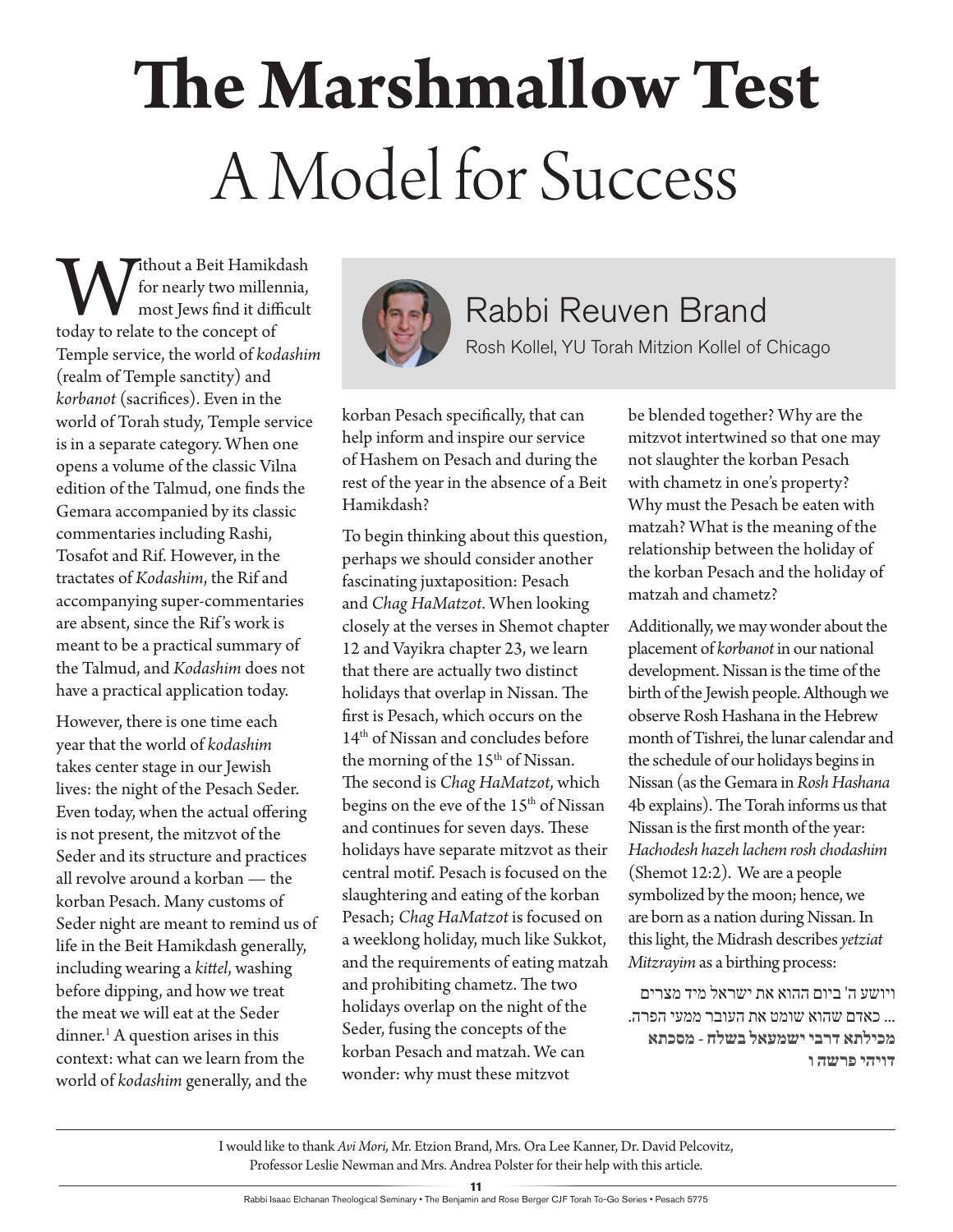# The Marshmallow Test
## A Model for Success

**Rabbi Reuven Brand**

Rosh Kollel, YU Torah Mitzion Kollel of Chicago

Without a Beit Hamikdash for nearly two millennia, most Jews find it difficult today to relate to the concept of Temple service, the world of *kodashim* (realm of Temple sanctity) and *korbanot* (sacrifices). Even in the world of Torah study, Temple service is in a separate category. When one opens a volume of the classic Vilna edition of the Talmud, one finds the Gemara accompanied by its classic commentaries including Rashi, Tosafot and Rif. However, in the tractates of *Kodashim*, the Rif and accompanying super-commentaries are absent, since the Rif's work is meant to be a practical summary of the Talmud, and *Kodashim* does not have a practical application today.

However, there is one time each year that the world of *kodashim* takes center stage in our Jewish lives: the night of the Pesach Seder. Even today, when the actual offering is not present, the mitzvot of the Seder and its structure and practices all revolve around a korban — the korban Pesach. Many customs of Seder night are meant to remind us of life in the Beit Hamikdash generally, including wearing a *kittel*, washing before dipping, and how we treat the meat we will eat at the Seder dinner.[1] A question arises in this context: what can we learn from the world of *kodashim* generally, and the korban Pesach specifically, that can help inform and inspire our service of Hashem on Pesach and during the rest of the year in the absence of a Beit Hamikdash?

To begin thinking about this question, perhaps we should consider another fascinating juxtaposition: Pesach and *Chag HaMatzot*. When looking closely at the verses in Shemot chapter 12 and Vayikra chapter 23, we learn that there are actually two distinct holidays that overlap in Nissan. The first is Pesach, which occurs on the 14th of Nissan and concludes before the morning of the 15th of Nissan. The second is *Chag HaMatzot*, which begins on the eve of the 15th of Nissan and continues for seven days. These holidays have separate mitzvot as their central motif. Pesach is focused on the slaughtering and eating of the korban Pesach; *Chag HaMatzot* is focused on a weeklong holiday, much like Sukkot, and the requirements of eating matzah and prohibiting chametz. The two holidays overlap on the night of the Seder, fusing the concepts of the korban Pesach and matzah. We can wonder: why must these mitzvot be blended together? Why are the mitzvot intertwined so that one may not slaughter the korban Pesach with chametz in one's property? Why must the Pesach be eaten with matzah? What is the meaning of the relationship between the holiday of the korban Pesach and the holiday of matzah and chametz?

Additionally, we may wonder about the placement of *korbanot* in our national development. Nissan is the time of the birth of the Jewish people. Although we observe Rosh Hashana in the Hebrew month of Tishrei, the lunar calendar and the schedule of our holidays begins in Nissan (as the Gemara in *Rosh Hashana* 4b explains). The Torah informs us that Nissan is the first month of the year: *Hachodesh hazeh lachem rosh chodashim* (Shemot 12:2). We are a people symbolized by the moon; hence, we are born as a nation during Nissan. In this light, the Midrash describes *yetziat Mitzrayim* as a birthing process:

ויושע ה' ביום ההוא את ישראל מיד מצרים ... כאדם שהוא שומט את העובר ממעי הפרה.
**מכילתא דרבי ישמעאל בשלח - מסכתא דויהי פרשה ו**

---

I would like to thank *Avi Mori,* Mr. Etzion Brand, Mrs. Ora Lee Kanner, Dr. David Pelcovitz, Professor Leslie Newman and Mrs. Andrea Polster for their help with this article.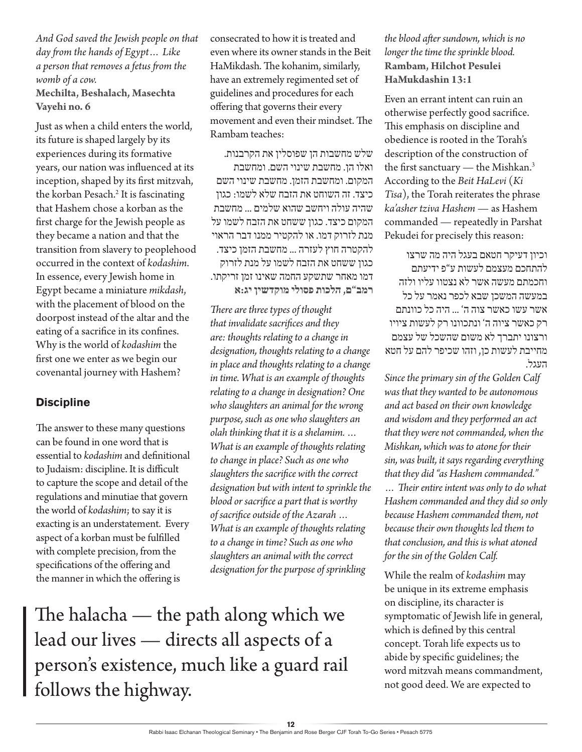*And God saved the Jewish people on that day from the hands of Egypt… Like a person that removes a fetus from the womb of a cow.*
**Mechilta, Beshalach, Masechta Vayehi no. 6**

Just as when a child enters the world, its future is shaped largely by its experiences during its formative years, our nation was influenced at its inception, shaped by its first mitzvah, the korban Pesach.[2] It is fascinating that Hashem chose a korban as the first charge for the Jewish people as they became a nation and that the transition from slavery to peoplehood occurred in the context of *kodashim*. In essence, every Jewish home in Egypt became a miniature *mikdash*, with the placement of blood on the doorpost instead of the altar and the eating of a sacrifice in its confines. Why is the world of *kodashim* the first one we enter as we begin our covenantal journey with Hashem?

## Discipline

The answer to these many questions can be found in one word that is essential to *kodashim* and definitional to Judaism: discipline. It is difficult to capture the scope and detail of the regulations and minutiae that govern the world of *kodashim*; to say it is exacting is an understatement. Every aspect of a korban must be fulfilled with complete precision, from the specifications of the offering and the manner in which the offering is consecrated to how it is treated and even where its owner stands in the Beit HaMikdash. The kohanim, similarly, have an extremely regimented set of guidelines and procedures for each offering that governs their every movement and even their mindset. The Rambam teaches:

שלש מחשבות הן שפוסלין את הקרבנות. ואלו הן. מחשבת שינוי השם. ומחשבת המקום. ומחשבת הזמן. מחשבת שינוי השם כיצד. זה השוחט את הזבח שלא לשמו: כגון שהיה עולה ויחשב שהוא שלמים ... מחשבת המקום כיצד. כגון ששחט את הזבח לשמו על מנת לזרוק דמו. או להקטיר ממנו דבר הראוי להקטרה חוץ לעזרה ... מחשבת הזמן כיצד. כגון ששחט את הזבח לשמו על מנת לזרוק דמו מאחר שתשקע החמה שאינו זמן זריקתו.
**רמב"ם, הלכות פסולי מוקדשין יג:א**

*There are three types of thought that invalidate sacrifices and they are: thoughts relating to a change in designation, thoughts relating to a change in place and thoughts relating to a change in time. What is an example of thoughts relating to a change in designation? One who slaughters an animal for the wrong purpose, such as one who slaughters an olah thinking that it is a shelamim. … What is an example of thoughts relating to change in place? Such as one who slaughters the sacrifice with the correct designation but with intent to sprinkle the blood or sacrifice a part that is worthy of sacrifice outside of the Azarah … What is an example of thoughts relating to a change in time? Such as one who slaughters an animal with the correct designation for the purpose of sprinkling the blood after sundown, which is no longer the time the sprinkle blood.*
**Rambam, Hilchot Pesulei HaMukdashin 13:1**

Even an errant intent can ruin an otherwise perfectly good sacrifice. This emphasis on discipline and obedience is rooted in the Torah's description of the construction of the first sanctuary — the Mishkan.[3] According to the *Beit HaLevi* (*Ki Tisa*), the Torah reiterates the phrase *ka'asher tziva Hashem* — as Hashem commanded — repeatedly in Parshat Pekudei for precisely this reason:

וכיון דעיקר חטאם בעגל היה מה שרצו להתחכם מעצמם לעשות ע"פ ידיעתם וחכמתם מעשה אשר לא נצטוו עליו ולזה במעשה המשכן שבא לכפר נאמר על כל אשר עשו כאשר צוה ה' ... היה כל כוונתם רק כאשר ציוה ה' ונתכוונו רק לעשות ציויו ורצונו יתברך לא משום שהשכל של עצמם מחייבת לעשות כן, וזהו שכיפר להם על חטא העגל.

*Since the primary sin of the Golden Calf was that they wanted to be autonomous and act based on their own knowledge and wisdom and they performed an act that they were not commanded, when the Mishkan, which was to atone for their sin, was built, it says regarding everything that they did "as Hashem commanded." … Their entire intent was only to do what Hashem commanded and they did so only because Hashem commanded them, not because their own thoughts led them to that conclusion, and this is what atoned for the sin of the Golden Calf.*

While the realm of *kodashim* may be unique in its extreme emphasis on discipline, its character is symptomatic of Jewish life in general, which is defined by this central concept. Torah life expects us to abide by specific guidelines; the word mitzvah means commandment, not good deed. We are expected to

> The halacha — the path along which we lead our lives — directs all aspects of a person's existence, much like a guard rail follows the highway.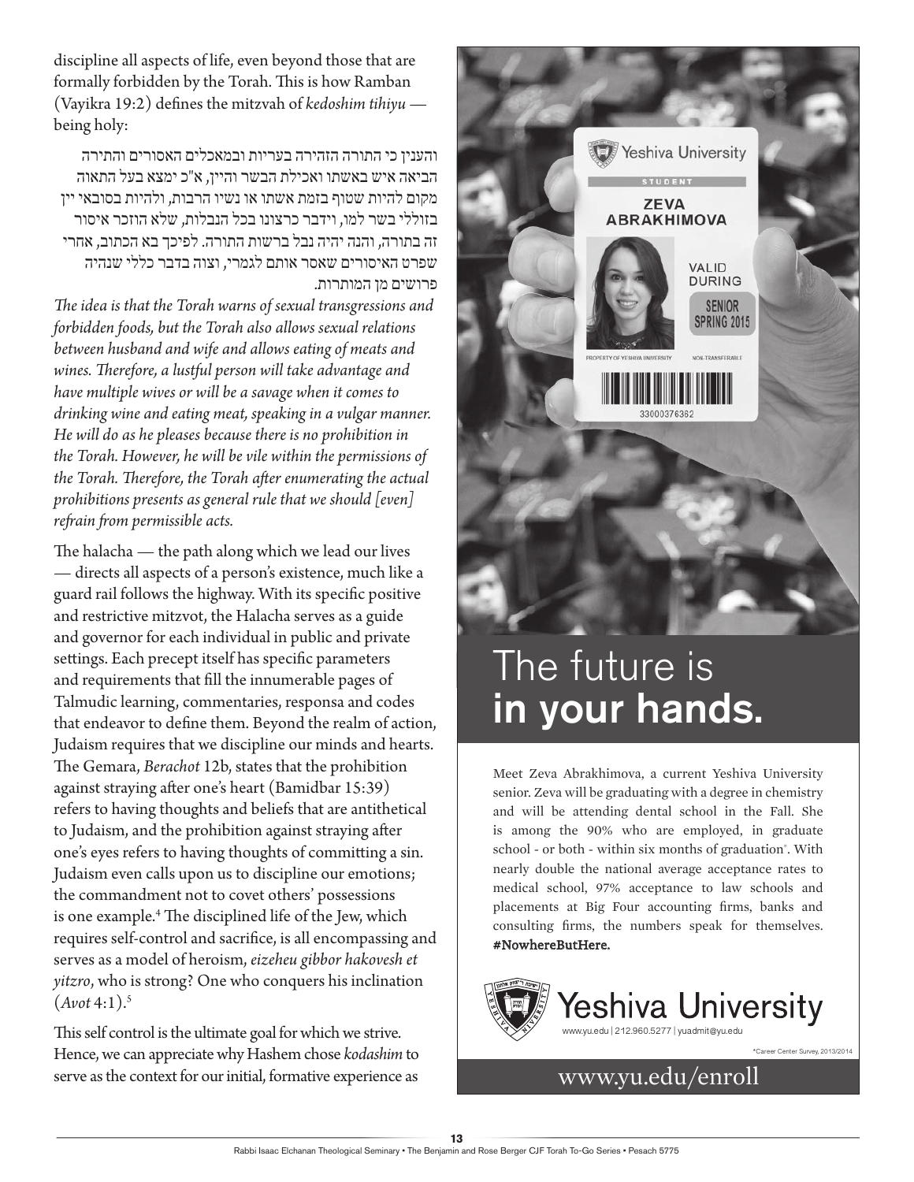discipline all aspects of life, even beyond those that are formally forbidden by the Torah. This is how Ramban (Vayikra 19:2) defines the mitzvah of *kedoshim tihiyu* — being holy:

> והענין כי התורה הזהירה בעריות ובמאכלים האסורים והתירה הביאה איש באשתו ואכילת הבשר והיין, א"כ ימצא בעל התאוה מקום להיות שטוף בזמת אשתו או נשיו הרבות, ולהיות בסובאי יין בזוללי בשר למו, וידבר כרצונו בכל הנבלות, שלא הוזכר איסור זה בתורה, והנה יהיה נבל ברשות התורה. לפיכך בא הכתוב, אחרי שפרט האיסורים שאסר אותם לגמרי, וצוה בדבר כללי שנהיה פרושים מן המותרות.
>
> *The idea is that the Torah warns of sexual transgressions and forbidden foods, but the Torah also allows sexual relations between husband and wife and allows eating of meats and wines. Therefore, a lustful person will take advantage and have multiple wives or will be a savage when it comes to drinking wine and eating meat, speaking in a vulgar manner. He will do as he pleases because there is no prohibition in the Torah. However, he will be vile within the permissions of the Torah. Therefore, the Torah after enumerating the actual prohibitions presents as general rule that we should [even] refrain from permissible acts.*

The halacha — the path along which we lead our lives — directs all aspects of a person's existence, much like a guard rail follows the highway. With its specific positive and restrictive mitzvot, the Halacha serves as a guide and governor for each individual in public and private settings. Each precept itself has specific parameters and requirements that fill the innumerable pages of Talmudic learning, commentaries, responsa and codes that endeavor to define them. Beyond the realm of action, Judaism requires that we discipline our minds and hearts. The Gemara, *Berachot* 12b, states that the prohibition against straying after one's heart (Bamidbar 15:39) refers to having thoughts and beliefs that are antithetical to Judaism, and the prohibition against straying after one's eyes refers to having thoughts of committing a sin. Judaism even calls upon us to discipline our emotions; the commandment not to covet others' possessions is one example.[4] The disciplined life of the Jew, which requires self-control and sacrifice, is all encompassing and serves as a model of heroism, *eizeheu gibbor hakovesh et yitzro*, who is strong? One who conquers his inclination (*Avot* 4:1).[5]

This self control is the ultimate goal for which we strive. Hence, we can appreciate why Hashem chose *kodashim* to serve as the context for our initial, formative experience as

---

Yeshiva University
STUDENT
ZEVA ABRAKHIMOVA
VALID DURING SENIOR SPRING 2015
PROPERTY OF YESHIVA UNIVERSITY — NON-TRANSFERABLE
33000376362

# The future is **in your hands.**

Meet Zeva Abrakhimova, a current Yeshiva University senior. Zeva will be graduating with a degree in chemistry and will be attending dental school in the Fall. She is among the 90% who are employed, in graduate school - or both - within six months of graduation*. With nearly double the national average acceptance rates to medical school, 97% acceptance to law schools and placements at Big Four accounting firms, banks and consulting firms, the numbers speak for themselves. **#NowhereButHere.**

**Yeshiva University**
www.yu.edu | 212.960.5277 | yuadmit@yu.edu

*Career Center Survey, 2013/2014

www.yu.edu/enroll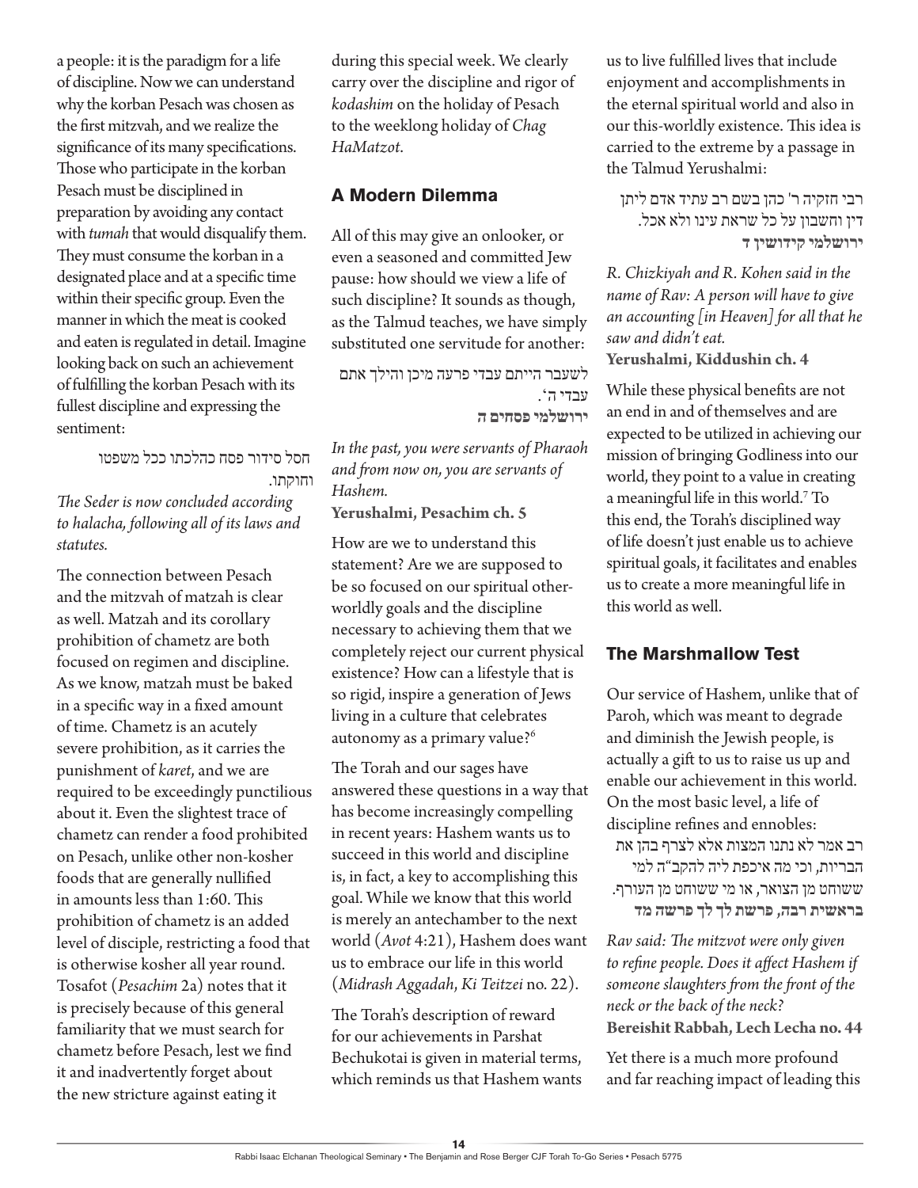a people: it is the paradigm for a life of discipline. Now we can understand why the korban Pesach was chosen as the first mitzvah, and we realize the significance of its many specifications. Those who participate in the korban Pesach must be disciplined in preparation by avoiding any contact with *tumah* that would disqualify them. They must consume the korban in a designated place and at a specific time within their specific group. Even the manner in which the meat is cooked and eaten is regulated in detail. Imagine looking back on such an achievement of fulfilling the korban Pesach with its fullest discipline and expressing the sentiment:

חסל סידור פסח כהלכתו ככל משפטו וחוקתו.

*The Seder is now concluded according to halacha, following all of its laws and statutes.*

The connection between Pesach and the mitzvah of matzah is clear as well. Matzah and its corollary prohibition of chametz are both focused on regimen and discipline. As we know, matzah must be baked in a specific way in a fixed amount of time. Chametz is an acutely severe prohibition, as it carries the punishment of *karet*, and we are required to be exceedingly punctilious about it. Even the slightest trace of chametz can render a food prohibited on Pesach, unlike other non-kosher foods that are generally nullified in amounts less than 1:60. This prohibition of chametz is an added level of disciple, restricting a food that is otherwise kosher all year round. Tosafot (*Pesachim* 2a) notes that it is precisely because of this general familiarity that we must search for chametz before Pesach, lest we find it and inadvertently forget about the new stricture against eating it during this special week. We clearly carry over the discipline and rigor of *kodashim* on the holiday of Pesach to the weeklong holiday of *Chag HaMatzot*.

## A Modern Dilemma

All of this may give an onlooker, or even a seasoned and committed Jew pause: how should we view a life of such discipline? It sounds as though, as the Talmud teaches, we have simply substituted one servitude for another:

לשעבר הייתם עבדי פרעה מיכן והילך אתם עבדי ה'.
**ירושלמי פסחים ה**

*In the past, you were servants of Pharaoh and from now on, you are servants of Hashem.*
**Yerushalmi, Pesachim ch. 5**

How are we to understand this statement? Are we are supposed to be so focused on our spiritual other-worldly goals and the discipline necessary to achieving them that we completely reject our current physical existence? How can a lifestyle that is so rigid, inspire a generation of Jews living in a culture that celebrates autonomy as a primary value?[6]

The Torah and our sages have answered these questions in a way that has become increasingly compelling in recent years: Hashem wants us to succeed in this world and discipline is, in fact, a key to accomplishing this goal. While we know that this world is merely an antechamber to the next world (*Avot* 4:21), Hashem does want us to embrace our life in this world (*Midrash Aggadah*, *Ki Teitzei* no. 22).

The Torah's description of reward for our achievements in Parshat Bechukotai is given in material terms, which reminds us that Hashem wants us to live fulfilled lives that include enjoyment and accomplishments in the eternal spiritual world and also in our this-worldly existence. This idea is carried to the extreme by a passage in the Talmud Yerushalmi:

רבי חזקיה ר' כהן בשם רב עתיד אדם ליתן דין וחשבון על כל שראת עינו ולא אכל.
**ירושלמי קידושין ד**

*R. Chizkiyah and R. Kohen said in the name of Rav: A person will have to give an accounting [in Heaven] for all that he saw and didn't eat.*
**Yerushalmi, Kiddushin ch. 4**

While these physical benefits are not an end in and of themselves and are expected to be utilized in achieving our mission of bringing Godliness into our world, they point to a value in creating a meaningful life in this world.[7] To this end, the Torah's disciplined way of life doesn't just enable us to achieve spiritual goals, it facilitates and enables us to create a more meaningful life in this world as well.

## The Marshmallow Test

Our service of Hashem, unlike that of Paroh, which was meant to degrade and diminish the Jewish people, is actually a gift to us to raise us up and enable our achievement in this world. On the most basic level, a life of discipline refines and ennobles:

רב אמר לא נתנו המצות אלא לצרף בהן את הבריות, וכי מה איכפת ליה להקב"ה למי ששוחט מן הצואר, או מי ששוחט מן העורף.
**בראשית רבה, פרשת לך לך פרשה מד**

*Rav said: The mitzvot were only given to refine people. Does it affect Hashem if someone slaughters from the front of the neck or the back of the neck?*
**Bereishit Rabbah, Lech Lecha no. 44**

Yet there is a much more profound and far reaching impact of leading this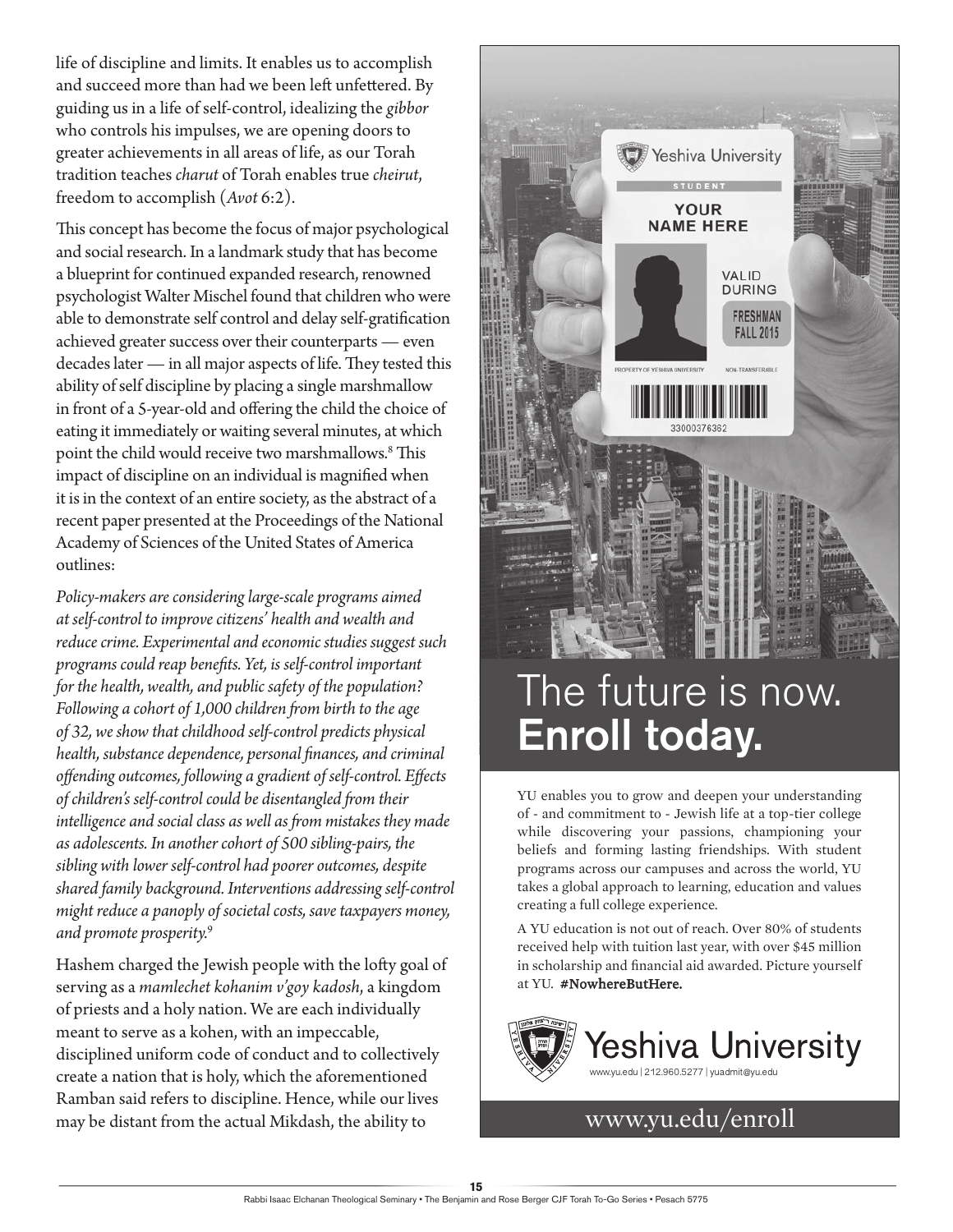life of discipline and limits. It enables us to accomplish and succeed more than had we been left unfettered. By guiding us in a life of self-control, idealizing the *gibbor* who controls his impulses, we are opening doors to greater achievements in all areas of life, as our Torah tradition teaches *charut* of Torah enables true *cheirut*, freedom to accomplish (*Avot* 6:2).

This concept has become the focus of major psychological and social research. In a landmark study that has become a blueprint for continued expanded research, renowned psychologist Walter Mischel found that children who were able to demonstrate self control and delay self-gratification achieved greater success over their counterparts — even decades later — in all major aspects of life. They tested this ability of self discipline by placing a single marshmallow in front of a 5-year-old and offering the child the choice of eating it immediately or waiting several minutes, at which point the child would receive two marshmallows.[8] This impact of discipline on an individual is magnified when it is in the context of an entire society, as the abstract of a recent paper presented at the Proceedings of the National Academy of Sciences of the United States of America outlines:

*Policy-makers are considering large-scale programs aimed at self-control to improve citizens' health and wealth and reduce crime. Experimental and economic studies suggest such programs could reap benefits. Yet, is self-control important for the health, wealth, and public safety of the population? Following a cohort of 1,000 children from birth to the age of 32, we show that childhood self-control predicts physical health, substance dependence, personal finances, and criminal offending outcomes, following a gradient of self-control. Effects of children's self-control could be disentangled from their intelligence and social class as well as from mistakes they made as adolescents. In another cohort of 500 sibling-pairs, the sibling with lower self-control had poorer outcomes, despite shared family background. Interventions addressing self-control might reduce a panoply of societal costs, save taxpayers money, and promote prosperity.*[9]

Hashem charged the Jewish people with the lofty goal of serving as a *mamlechet kohanim v'goy kadosh*, a kingdom of priests and a holy nation. We are each individually meant to serve as a kohen, with an impeccable, disciplined uniform code of conduct and to collectively create a nation that is holy, which the aforementioned Ramban said refers to discipline. Hence, while our lives may be distant from the actual Mikdash, the ability to

The future is now.
**Enroll today.**

YU enables you to grow and deepen your understanding of - and commitment to - Jewish life at a top-tier college while discovering your passions, championing your beliefs and forming lasting friendships. With student programs across our campuses and across the world, YU takes a global approach to learning, education and values creating a full college experience.

A YU education is not out of reach. Over 80% of students received help with tuition last year, with over $45 million in scholarship and financial aid awarded. Picture yourself at YU. **#NowhereButHere.**

Yeshiva University
www.yu.edu | 212.960.5277 | yuadmit@yu.edu

www.yu.edu/enroll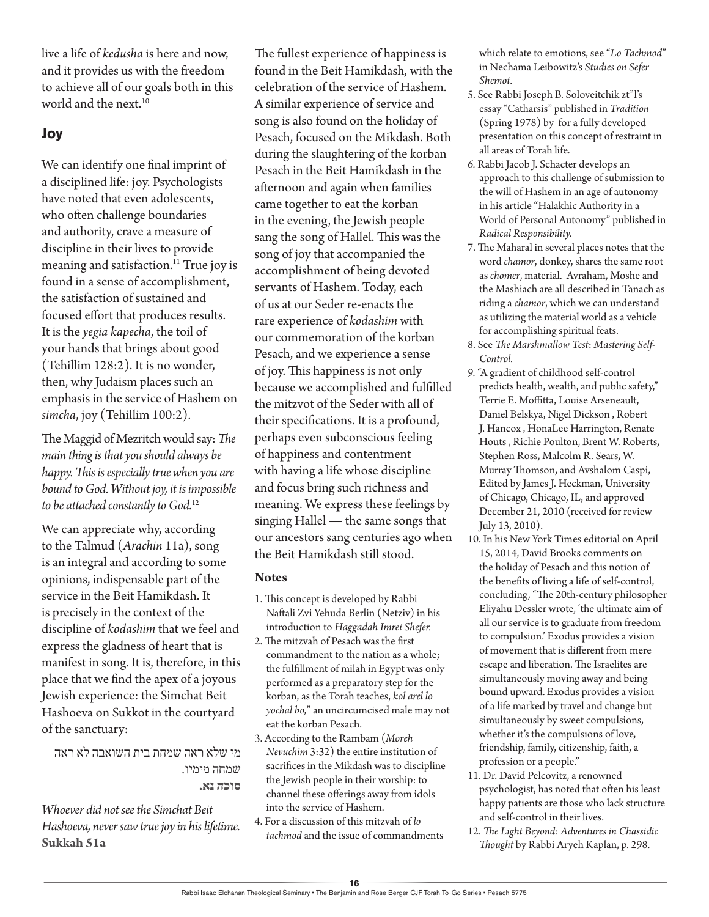live a life of *kedusha* is here and now, and it provides us with the freedom to achieve all of our goals both in this world and the next.[10]

## Joy

We can identify one final imprint of a disciplined life: joy. Psychologists have noted that even adolescents, who often challenge boundaries and authority, crave a measure of discipline in their lives to provide meaning and satisfaction.[11] True joy is found in a sense of accomplishment, the satisfaction of sustained and focused effort that produces results. It is the *yegia kapecha*, the toil of your hands that brings about good (Tehillim 128:2). It is no wonder, then, why Judaism places such an emphasis in the service of Hashem on *simcha*, joy (Tehillim 100:2).

The Maggid of Mezritch would say: *The main thing is that you should always be happy. This is especially true when you are bound to God. Without joy, it is impossible to be attached constantly to God.*[12]

We can appreciate why, according to the Talmud (*Arachin* 11a), song is an integral and according to some opinions, indispensable part of the service in the Beit Hamikdash. It is precisely in the context of the discipline of *kodashim* that we feel and express the gladness of heart that is manifest in song. It is, therefore, in this place that we find the apex of a joyous Jewish experience: the Simchat Beit Hashoeva on Sukkot in the courtyard of the sanctuary:

מי שלא ראה שמחת בית השואבה לא ראה שמחה מימיו.
**סוכה נא.**

*Whoever did not see the Simchat Beit Hashoeva, never saw true joy in his lifetime.*
**Sukkah 51a**

The fullest experience of happiness is found in the Beit Hamikdash, with the celebration of the service of Hashem. A similar experience of service and song is also found on the holiday of Pesach, focused on the Mikdash. Both during the slaughtering of the korban Pesach in the Beit Hamikdash in the afternoon and again when families came together to eat the korban in the evening, the Jewish people sang the song of Hallel. This was the song of joy that accompanied the accomplishment of being devoted servants of Hashem. Today, each of us at our Seder re-enacts the rare experience of *kodashim* with our commemoration of the korban Pesach, and we experience a sense of joy. This happiness is not only because we accomplished and fulfilled the mitzvot of the Seder with all of their specifications. It is a profound, perhaps even subconscious feeling of happiness and contentment with having a life whose discipline and focus bring such richness and meaning. We express these feelings by singing Hallel — the same songs that our ancestors sang centuries ago when the Beit Hamikdash still stood.

### Notes

1. This concept is developed by Rabbi Naftali Zvi Yehuda Berlin (Netziv) in his introduction to *Haggadah Imrei Shefer.*
2. The mitzvah of Pesach was the first commandment to the nation as a whole; the fulfillment of milah in Egypt was only performed as a preparatory step for the korban, as the Torah teaches, *kol arel lo yochal bo,*" an uncircumcised male may not eat the korban Pesach.
3. According to the Rambam (*Moreh Nevuchim* 3:32) the entire institution of sacrifices in the Mikdash was to discipline the Jewish people in their worship: to channel these offerings away from idols into the service of Hashem.
4. For a discussion of this mitzvah of *lo tachmod* and the issue of commandments which relate to emotions, see "*Lo Tachmod*" in Nechama Leibowitz's *Studies on Sefer Shemot.*
5. See Rabbi Joseph B. Soloveitchik zt"l's essay "Catharsis" published in *Tradition* (Spring 1978) by for a fully developed presentation on this concept of restraint in all areas of Torah life.
6. Rabbi Jacob J. Schacter develops an approach to this challenge of submission to the will of Hashem in an age of autonomy in his article "Halakhic Authority in a World of Personal Autonomy" published in *Radical Responsibility.*
7. The Maharal in several places notes that the word *chamor*, donkey, shares the same root as *chomer*, material. Avraham, Moshe and the Mashiach are all described in Tanach as riding a *chamor*, which we can understand as utilizing the material world as a vehicle for accomplishing spiritual feats.
8. See *The Marshmallow Test*: *Mastering Self-Control.*
9. "A gradient of childhood self-control predicts health, wealth, and public safety," Terrie E. Moffitta, Louise Arseneault, Daniel Belskya, Nigel Dickson , Robert J. Hancox , HonaLee Harrington, Renate Houts , Richie Poulton, Brent W. Roberts, Stephen Ross, Malcolm R. Sears, W. Murray Thomson, and Avshalom Caspi, Edited by James J. Heckman, University of Chicago, Chicago, IL, and approved December 21, 2010 (received for review July 13, 2010).
10. In his New York Times editorial on April 15, 2014, David Brooks comments on the holiday of Pesach and this notion of the benefits of living a life of self-control, concluding, "The 20th-century philosopher Eliyahu Dessler wrote, 'the ultimate aim of all our service is to graduate from freedom to compulsion.' Exodus provides a vision of movement that is different from mere escape and liberation. The Israelites are simultaneously moving away and being bound upward. Exodus provides a vision of a life marked by travel and change but simultaneously by sweet compulsions, whether it's the compulsions of love, friendship, family, citizenship, faith, a profession or a people."
11. Dr. David Pelcovitz, a renowned psychologist, has noted that often his least happy patients are those who lack structure and self-control in their lives.
12. *The Light Beyond*: *Adventures in Chassidic Thought* by Rabbi Aryeh Kaplan, p. 298.